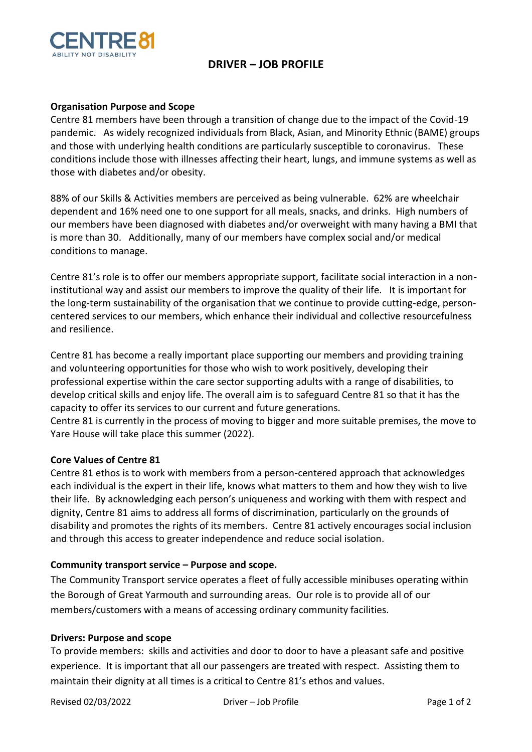# DRIVER – JOB PROFILE

**Organisation Purpose and Scope**

Centre 81 members have been through a transition of change due to the impact of the Covid-19 pandemic. As widely recognized individuals from Black, Asian, and Minority Ethnic (BAME) groups and those with underlying health conditions are particularly susceptible to coronavirus. These conditions include those with illnesses affecting their heart, lungs, and immune systems as well as those with diabetes and/or obesity.

88% of our Skills & Activities members are perceived as being vulnerable. 62% are wheelchair dependent and 16% need one to one support for all meals, snacks, and drinks. High numbers of our members have been diagnosed with diabetes and/or overweight with many having a BMI that is more than 30. Additionally, many of our members have complex social and/or medical conditions to manage.

Centre 81's role is to offer our members appropriate support, facilitate social interaction in a non-institutional way and assist our members to improve the quality of their life. It is important for the long-term sustainability of the organisation that we continue to provide cutting-edge, person-centered services to our members, which enhance their individual and collective resourcefulness and resilience.

Centre 81 has become a really important place supporting our members and providing training and volunteering opportunities for those who wish to work positively, developing their professional expertise within the care sector supporting adults with a range of disabilities, to develop critical skills and enjoy life. The overall aim is to safeguard Centre 81 so that it has the capacity to offer its services to our current and future generations.
Centre 81 is currently in the process of moving to bigger and more suitable premises, the move to Yare House will take place this summer (2022).

**Core Values of Centre 81**

Centre 81 ethos is to work with members from a person-centered approach that acknowledges each individual is the expert in their life, knows what matters to them and how they wish to live their life. By acknowledging each person's uniqueness and working with them with respect and dignity, Centre 81 aims to address all forms of discrimination, particularly on the grounds of disability and promotes the rights of its members. Centre 81 actively encourages social inclusion and through this access to greater independence and reduce social isolation.

**Community transport service – Purpose and scope.**

The Community Transport service operates a fleet of fully accessible minibuses operating within the Borough of Great Yarmouth and surrounding areas. Our role is to provide all of our members/customers with a means of accessing ordinary community facilities.

**Drivers: Purpose and scope**

To provide members: skills and activities and door to door to have a pleasant safe and positive experience. It is important that all our passengers are treated with respect. Assisting them to maintain their dignity at all times is a critical to Centre 81's ethos and values.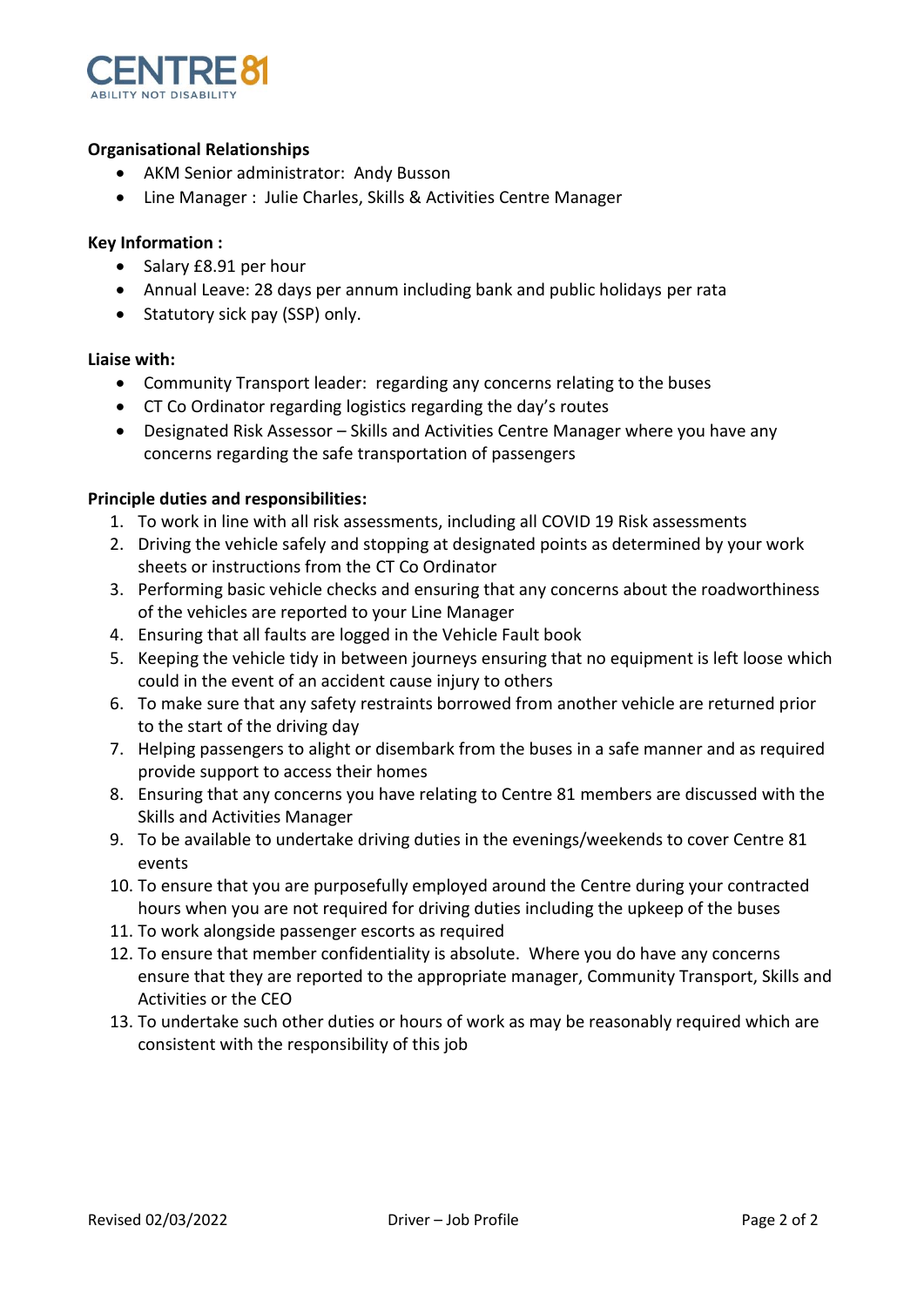**Organisational Relationships**

- AKM Senior administrator: Andy Busson
- Line Manager : Julie Charles, Skills & Activities Centre Manager

**Key Information :**

- Salary £8.91 per hour
- Annual Leave: 28 days per annum including bank and public holidays per rata
- Statutory sick pay (SSP) only.

**Liaise with:**

- Community Transport leader: regarding any concerns relating to the buses
- CT Co Ordinator regarding logistics regarding the day's routes
- Designated Risk Assessor – Skills and Activities Centre Manager where you have any concerns regarding the safe transportation of passengers

**Principle duties and responsibilities:**

1. To work in line with all risk assessments, including all COVID 19 Risk assessments
2. Driving the vehicle safely and stopping at designated points as determined by your work sheets or instructions from the CT Co Ordinator
3. Performing basic vehicle checks and ensuring that any concerns about the roadworthiness of the vehicles are reported to your Line Manager
4. Ensuring that all faults are logged in the Vehicle Fault book
5. Keeping the vehicle tidy in between journeys ensuring that no equipment is left loose which could in the event of an accident cause injury to others
6. To make sure that any safety restraints borrowed from another vehicle are returned prior to the start of the driving day
7. Helping passengers to alight or disembark from the buses in a safe manner and as required provide support to access their homes
8. Ensuring that any concerns you have relating to Centre 81 members are discussed with the Skills and Activities Manager
9. To be available to undertake driving duties in the evenings/weekends to cover Centre 81 events
10. To ensure that you are purposefully employed around the Centre during your contracted hours when you are not required for driving duties including the upkeep of the buses
11. To work alongside passenger escorts as required
12. To ensure that member confidentiality is absolute. Where you do have any concerns ensure that they are reported to the appropriate manager, Community Transport, Skills and Activities or the CEO
13. To undertake such other duties or hours of work as may be reasonably required which are consistent with the responsibility of this job

Revised 02/03/2022